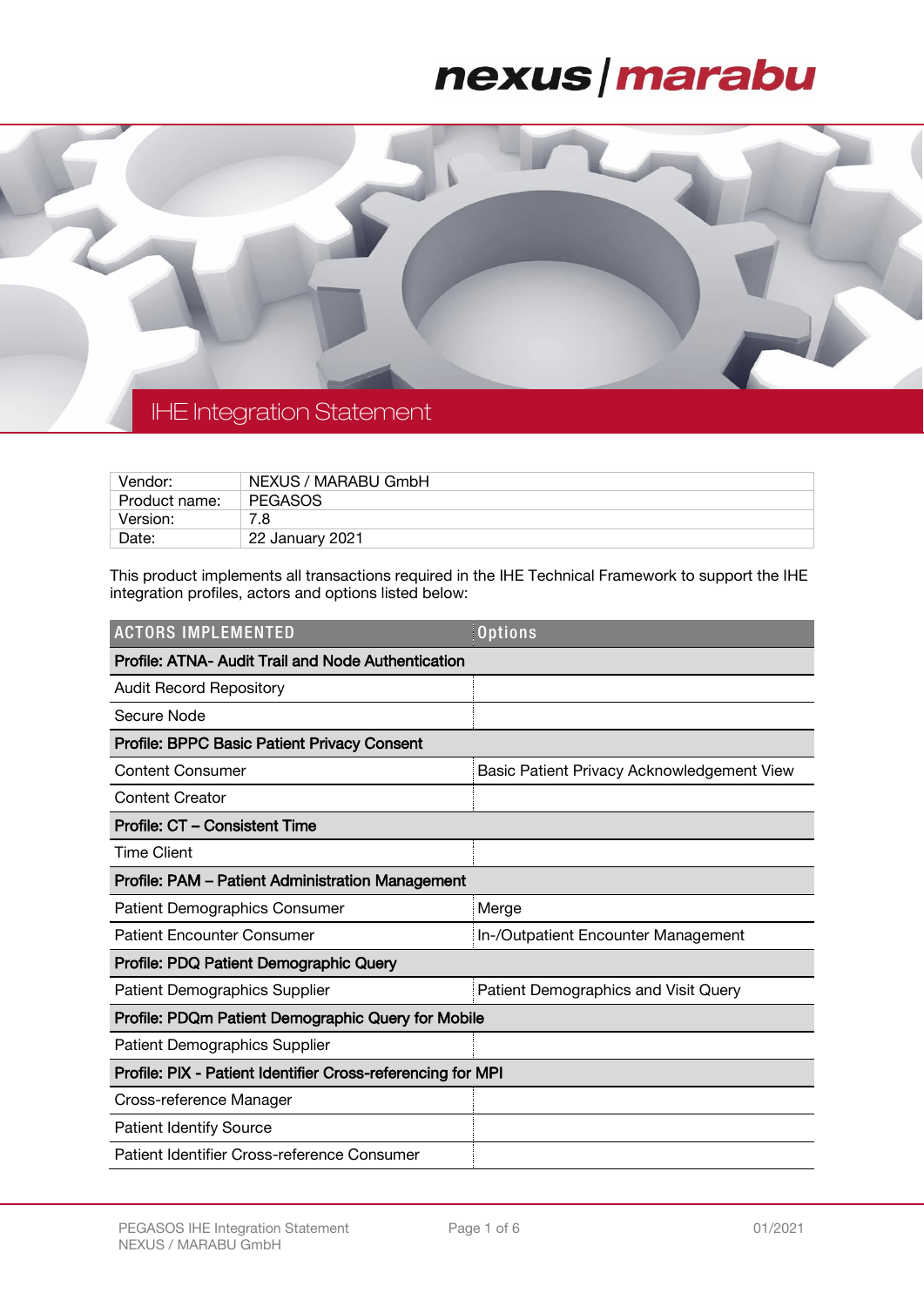# IHE Integration Statement

| | |
|---|---|
| Vendor: | NEXUS / MARABU GmbH |
| Product name: | PEGASOS |
| Version: | 7.8 |
| Date: | 22 January 2021 |

This product implements all transactions required in the IHE Technical Framework to support the IHE integration profiles, actors and options listed below:

| ACTORS IMPLEMENTED | Options |
|---|---|
| **Profile: ATNA- Audit Trail and Node Authentication** | |
| Audit Record Repository | |
| Secure Node | |
| **Profile: BPPC Basic Patient Privacy Consent** | |
| Content Consumer | Basic Patient Privacy Acknowledgement View |
| Content Creator | |
| **Profile: CT – Consistent Time** | |
| Time Client | |
| **Profile: PAM – Patient Administration Management** | |
| Patient Demographics Consumer | Merge |
| Patient Encounter Consumer | In-/Outpatient Encounter Management |
| **Profile: PDQ Patient Demographic Query** | |
| Patient Demographics Supplier | Patient Demographics and Visit Query |
| **Profile: PDQm Patient Demographic Query for Mobile** | |
| Patient Demographics Supplier | |
| **Profile: PIX - Patient Identifier Cross-referencing for MPI** | |
| Cross-reference Manager | |
| Patient Identify Source | |
| Patient Identifier Cross-reference Consumer | |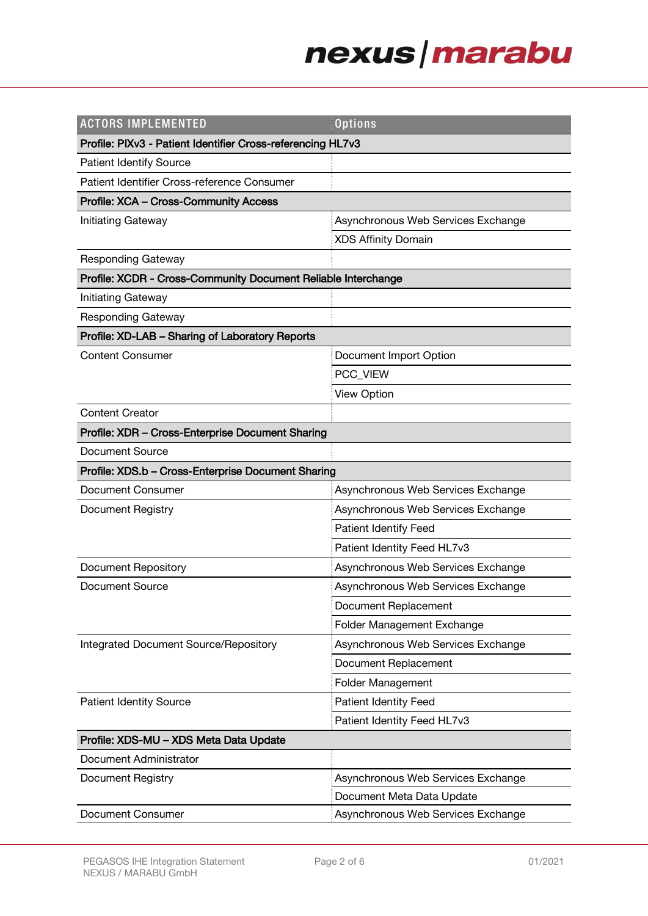| ACTORS IMPLEMENTED | Options |
|---|---|
| **Profile: PIXv3 - Patient Identifier Cross-referencing HL7v3** | |
| Patient Identify Source | |
| Patient Identifier Cross-reference Consumer | |
| **Profile: XCA – Cross-Community Access** | |
| Initiating Gateway | Asynchronous Web Services Exchange |
| | XDS Affinity Domain |
| Responding Gateway | |
| **Profile: XCDR - Cross-Community Document Reliable Interchange** | |
| Initiating Gateway | |
| Responding Gateway | |
| **Profile: XD-LAB – Sharing of Laboratory Reports** | |
| Content Consumer | Document Import Option |
| | PCC_VIEW |
| | View Option |
| Content Creator | |
| **Profile: XDR – Cross-Enterprise Document Sharing** | |
| Document Source | |
| **Profile: XDS.b – Cross-Enterprise Document Sharing** | |
| Document Consumer | Asynchronous Web Services Exchange |
| Document Registry | Asynchronous Web Services Exchange |
| | Patient Identify Feed |
| | Patient Identity Feed HL7v3 |
| Document Repository | Asynchronous Web Services Exchange |
| Document Source | Asynchronous Web Services Exchange |
| | Document Replacement |
| | Folder Management Exchange |
| Integrated Document Source/Repository | Asynchronous Web Services Exchange |
| | Document Replacement |
| | Folder Management |
| Patient Identity Source | Patient Identity Feed |
| | Patient Identity Feed HL7v3 |
| **Profile: XDS-MU – XDS Meta Data Update** | |
| Document Administrator | |
| Document Registry | Asynchronous Web Services Exchange |
| | Document Meta Data Update |
| Document Consumer | Asynchronous Web Services Exchange |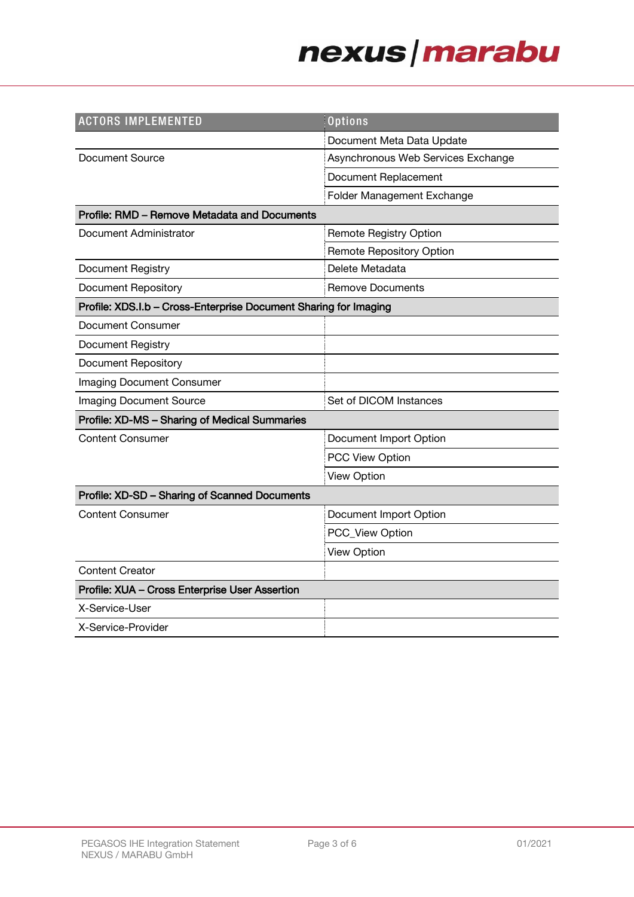| ACTORS IMPLEMENTED | Options |
|---|---|
| | Document Meta Data Update |
| Document Source | Asynchronous Web Services Exchange |
| | Document Replacement |
| | Folder Management Exchange |
| **Profile: RMD – Remove Metadata and Documents** | |
| Document Administrator | Remote Registry Option |
| | Remote Repository Option |
| Document Registry | Delete Metadata |
| Document Repository | Remove Documents |
| **Profile: XDS.I.b – Cross-Enterprise Document Sharing for Imaging** | |
| Document Consumer | |
| Document Registry | |
| Document Repository | |
| Imaging Document Consumer | |
| Imaging Document Source | Set of DICOM Instances |
| **Profile: XD-MS – Sharing of Medical Summaries** | |
| Content Consumer | Document Import Option |
| | PCC View Option |
| | View Option |
| **Profile: XD-SD – Sharing of Scanned Documents** | |
| Content Consumer | Document Import Option |
| | PCC_View Option |
| | View Option |
| Content Creator | |
| **Profile: XUA – Cross Enterprise User Assertion** | |
| X-Service-User | |
| X-Service-Provider | |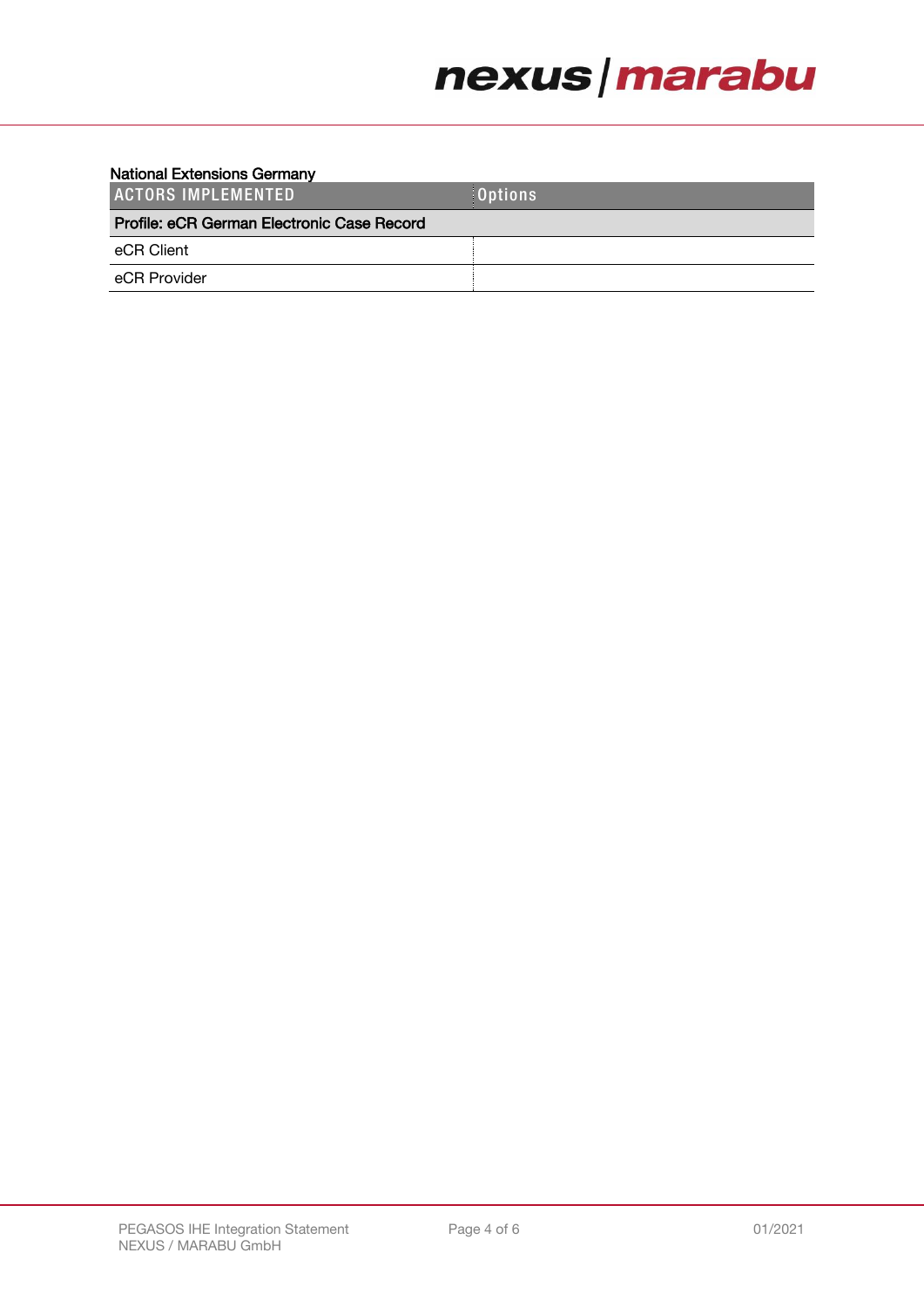National Extensions Germany

| ACTORS IMPLEMENTED | Options |
| --- | --- |
| **Profile: eCR German Electronic Case Record** | |
| eCR Client | |
| eCR Provider | |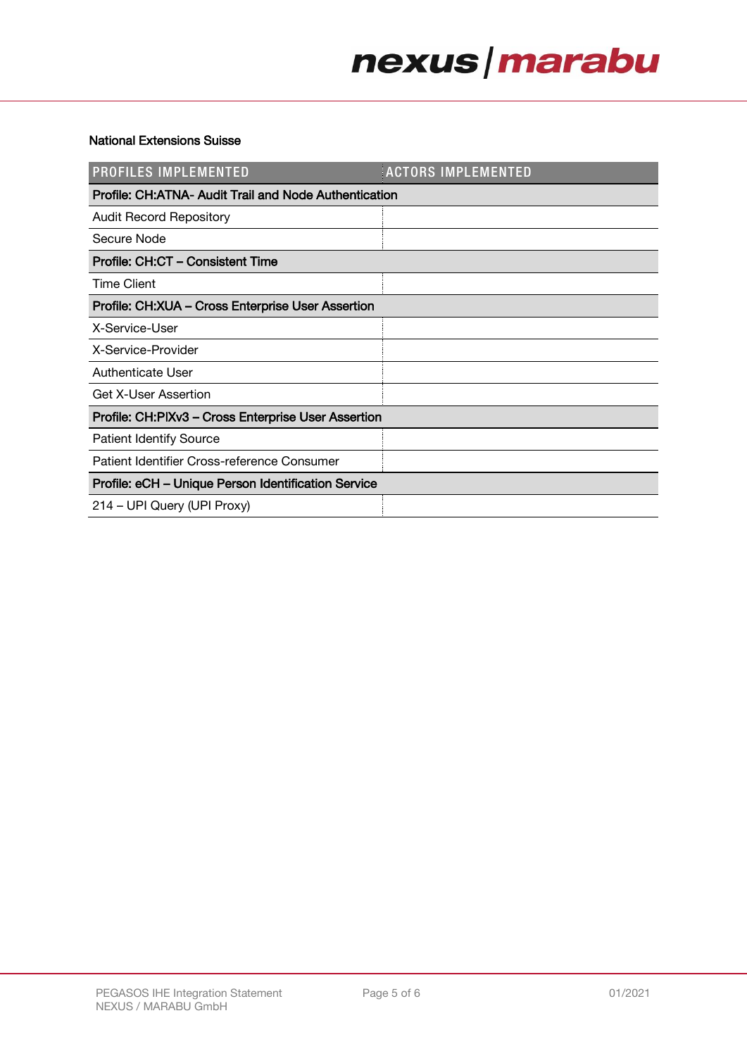National Extensions Suisse

| PROFILES IMPLEMENTED | ACTORS IMPLEMENTED |
|---|---|
| **Profile: CH:ATNA- Audit Trail and Node Authentication** | |
| Audit Record Repository | |
| Secure Node | |
| **Profile: CH:CT – Consistent Time** | |
| Time Client | |
| **Profile: CH:XUA – Cross Enterprise User Assertion** | |
| X-Service-User | |
| X-Service-Provider | |
| Authenticate User | |
| Get X-User Assertion | |
| **Profile: CH:PIXv3 – Cross Enterprise User Assertion** | |
| Patient Identify Source | |
| Patient Identifier Cross-reference Consumer | |
| **Profile: eCH – Unique Person Identification Service** | |
| 214 – UPI Query (UPI Proxy) | |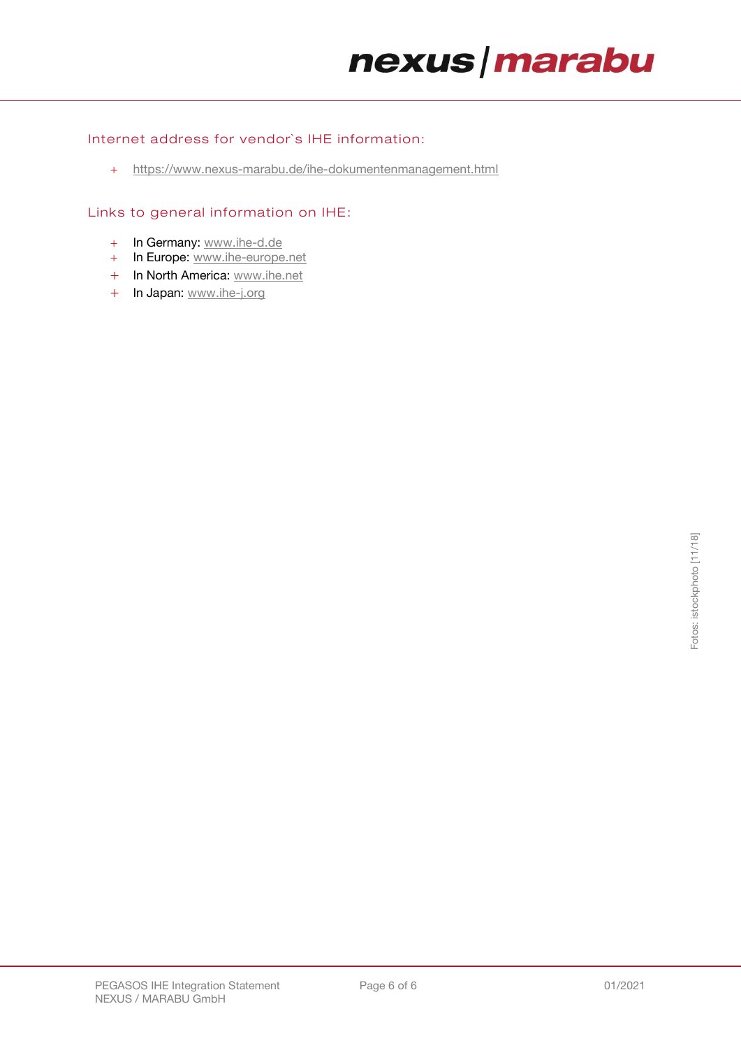## Internet address for vendor`s IHE information:

- https://www.nexus-marabu.de/ihe-dokumentenmanagement.html

## Links to general information on IHE:

- In Germany: www.ihe-d.de
- In Europe: www.ihe-europe.net
- In North America: www.ihe.net
- In Japan: www.ihe-j.org

Fotos: istockphoto [11/18]